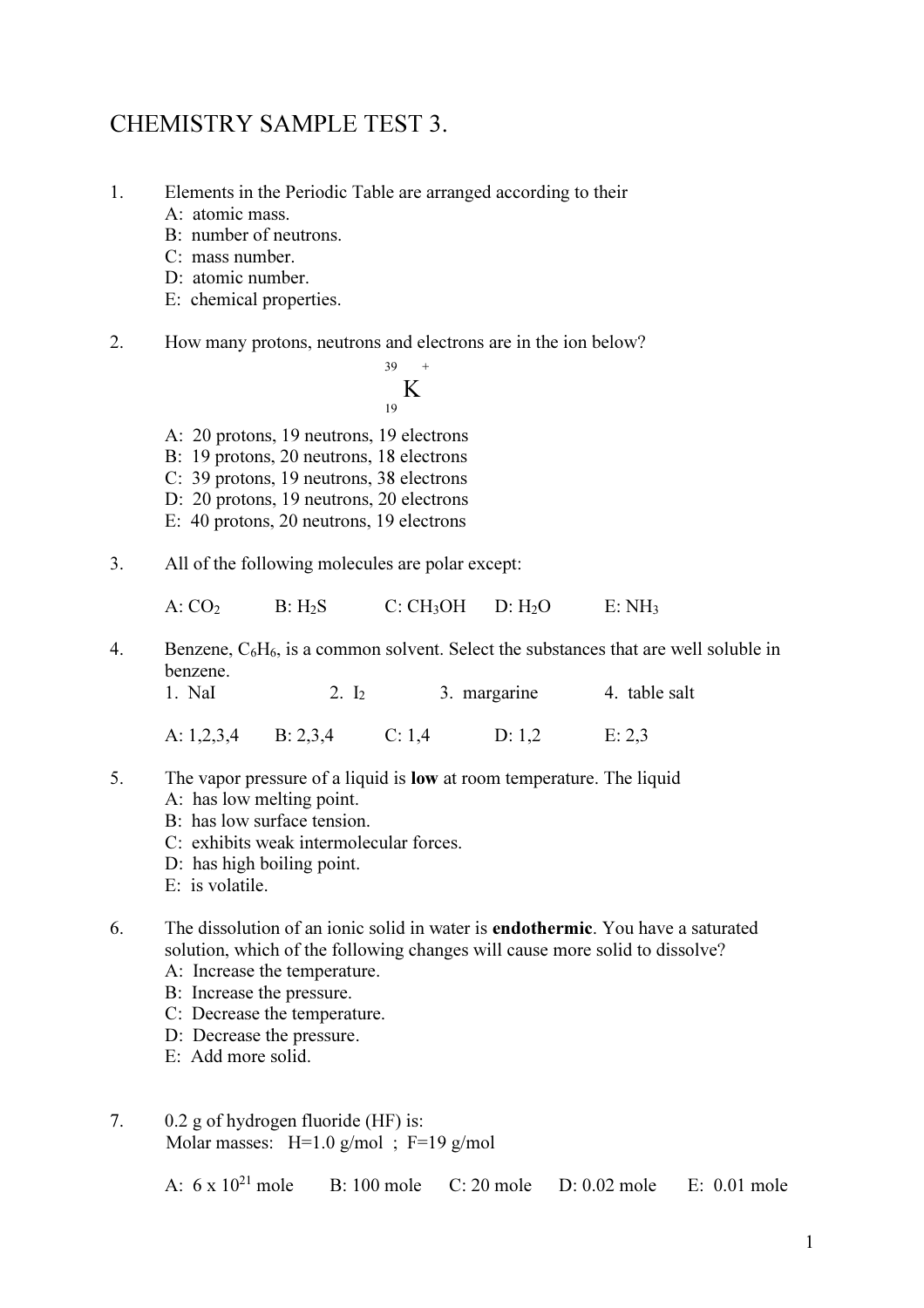# CHEMISTRY SAMPLE TEST 3.

1. Elements in the Periodic Table are arranged according to their
   A: atomic mass.
   B: number of neutrons.
   C: mass number.
   D: atomic number.
   E: chemical properties.

2. How many protons, neutrons and electrons are in the ion below?

$$^{39}_{19}K^{+}$$

   A: 20 protons, 19 neutrons, 19 electrons
   B: 19 protons, 20 neutrons, 18 electrons
   C: 39 protons, 19 neutrons, 38 electrons
   D: 20 protons, 19 neutrons, 20 electrons
   E: 40 protons, 20 neutrons, 19 electrons

3. All of the following molecules are polar except:

   A: $CO_2$ B: $H_2S$ C: $CH_3OH$ D: $H_2O$ E: $NH_3$

4. Benzene, $C_6H_6$, is a common solvent. Select the substances that are well soluble in benzene.
   1. NaI 2. $I_2$ 3. margarine 4. table salt

   A: 1,2,3,4 B: 2,3,4 C: 1,4 D: 1,2 E: 2,3

5. The vapor pressure of a liquid is **low** at room temperature. The liquid
   A: has low melting point.
   B: has low surface tension.
   C: exhibits weak intermolecular forces.
   D: has high boiling point.
   E: is volatile.

6. The dissolution of an ionic solid in water is **endothermic**. You have a saturated solution, which of the following changes will cause more solid to dissolve?
   A: Increase the temperature.
   B: Increase the pressure.
   C: Decrease the temperature.
   D: Decrease the pressure.
   E: Add more solid.

7. 0.2 g of hydrogen fluoride (HF) is:
   Molar masses: H=1.0 g/mol ; F=19 g/mol

   A: $6 \times 10^{21}$ mole B: 100 mole C: 20 mole D: 0.02 mole E: 0.01 mole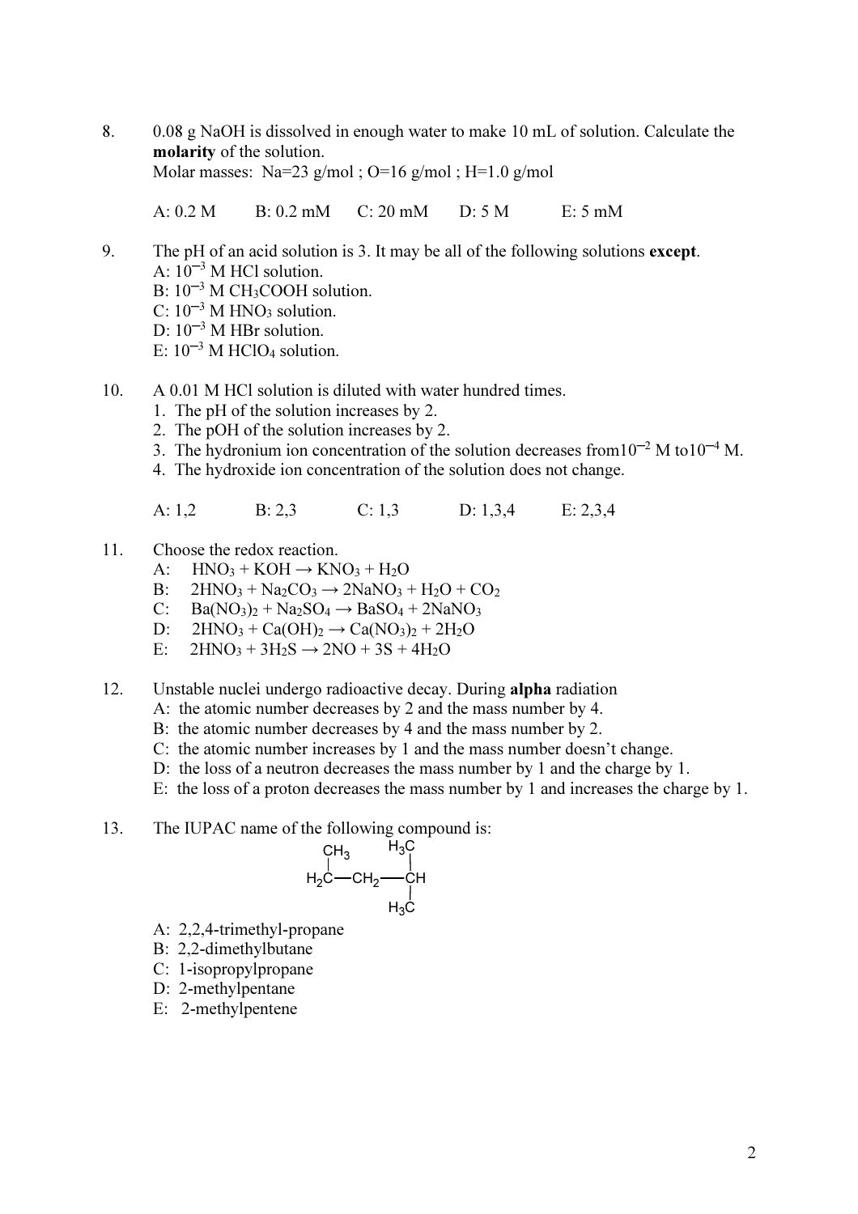8. 0.08 g NaOH is dissolved in enough water to make 10 mL of solution. Calculate the **molarity** of the solution.
   Molar masses: Na=23 g/mol ; O=16 g/mol ; H=1.0 g/mol

   A: 0.2 M  B: 0.2 mM  C: 20 mM  D: 5 M  E: 5 mM

9. The pH of an acid solution is 3. It may be all of the following solutions **except**.
   A: $10^{-3}$ M HCl solution.
   B: $10^{-3}$ M $CH_3COOH$ solution.
   C: $10^{-3}$ M $HNO_3$ solution.
   D: $10^{-3}$ M HBr solution.
   E: $10^{-3}$ M $HClO_4$ solution.

10. A 0.01 M HCl solution is diluted with water hundred times.
    1. The pH of the solution increases by 2.
    2. The pOH of the solution increases by 2.
    3. The hydronium ion concentration of the solution decreases from $10^{-2}$ M to $10^{-4}$ M.
    4. The hydroxide ion concentration of the solution does not change.

    A: 1,2  B: 2,3  C: 1,3  D: 1,3,4  E: 2,3,4

11. Choose the redox reaction.
    A: $HNO_3 + KOH \rightarrow KNO_3 + H_2O$
    B: $2HNO_3 + Na_2CO_3 \rightarrow 2NaNO_3 + H_2O + CO_2$
    C: $Ba(NO_3)_2 + Na_2SO_4 \rightarrow BaSO_4 + 2NaNO_3$
    D: $2HNO_3 + Ca(OH)_2 \rightarrow Ca(NO_3)_2 + 2H_2O$
    E: $2HNO_3 + 3H_2S \rightarrow 2NO + 3S + 4H_2O$

12. Unstable nuclei undergo radioactive decay. During **alpha** radiation
    A: the atomic number decreases by 2 and the mass number by 4.
    B: the atomic number decreases by 4 and the mass number by 2.
    C: the atomic number increases by 1 and the mass number doesn't change.
    D: the loss of a neutron decreases the mass number by 1 and the charge by 1.
    E: the loss of a proton decreases the mass number by 1 and increases the charge by 1.

13. The IUPAC name of the following compound is:

```
     CH3        H3C
     |          |
    H2C---CH2---CH
                |
                H3C
```

    A: 2,2,4-trimethyl-propane
    B: 2,2-dimethylbutane
    C: 1-isopropylpropane
    D: 2-methylpentane
    E: 2-methylpentene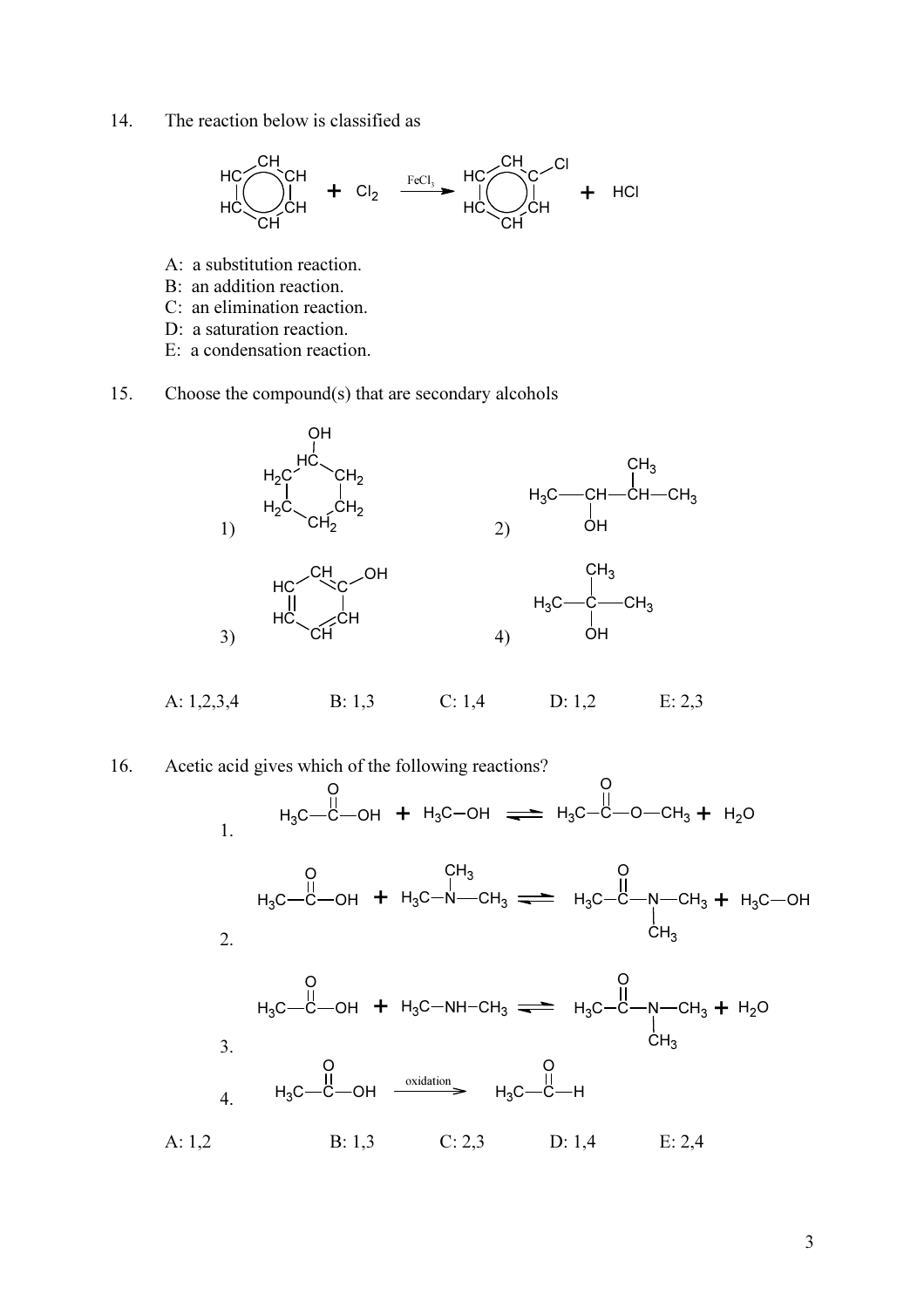14. The reaction below is classified as

$$C_6H_6 + Cl_2 \xrightarrow{FeCl_3} C_6H_5Cl + HCl$$

A: a substitution reaction.
B: an addition reaction.
C: an elimination reaction.
D: a saturation reaction.
E: a condensation reaction.

15. Choose the compound(s) that are secondary alcohols

1) cyclohexanol ($HC(OH)$ in a ring of $CH_2$ groups)

2) $H_3C—CH(OH)—CH(CH_3)—CH_3$

3) phenol ($C_6H_5OH$)

4) $H_3C—C(CH_3)(OH)—CH_3$

A: 1,2,3,4 B: 1,3 C: 1,4 D: 1,2 E: 2,3

16. Acetic acid gives which of the following reactions?

1. $H_3C—C(=O)—OH + H_3C—OH \rightleftharpoons H_3C—C(=O)—O—CH_3 + H_2O$

2. $H_3C—C(=O)—OH + H_3C—N(CH_3)—CH_3 \rightleftharpoons H_3C—C(=O)—N(CH_3)—CH_3 + H_3C—OH$

3. $H_3C—C(=O)—OH + H_3C—NH—CH_3 \rightleftharpoons H_3C—C(=O)—N(CH_3)—CH_3 + H_2O$

4. $H_3C—C(=O)—OH \xrightarrow{\text{oxidation}} H_3C—C(=O)—H$

A: 1,2 B: 1,3 C: 2,3 D: 1,4 E: 2,4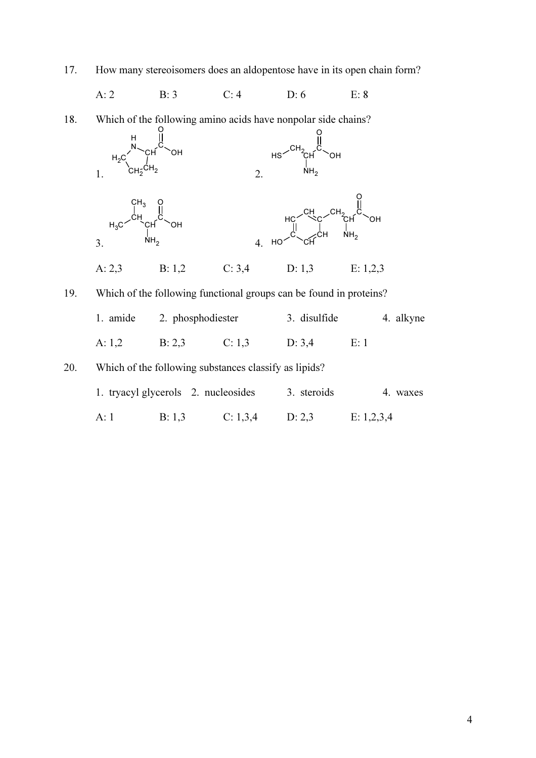17. How many stereoisomers does an aldopentose have in its open chain form?

A: 2 B: 3 C: 4 D: 6 E: 8

18. Which of the following amino acids have nonpolar side chains?

1. 2.

3. 4.

A: 2,3 B: 1,2 C: 3,4 D: 1,3 E: 1,2,3

19. Which of the following functional groups can be found in proteins?

1. amide 2. phosphodiester 3. disulfide 4. alkyne

A: 1,2 B: 2,3 C: 1,3 D: 3,4 E: 1

20. Which of the following substances classify as lipids?

1. tryacyl glycerols 2. nucleosides 3. steroids 4. waxes

A: 1 B: 1,3 C: 1,3,4 D: 2,3 E: 1,2,3,4